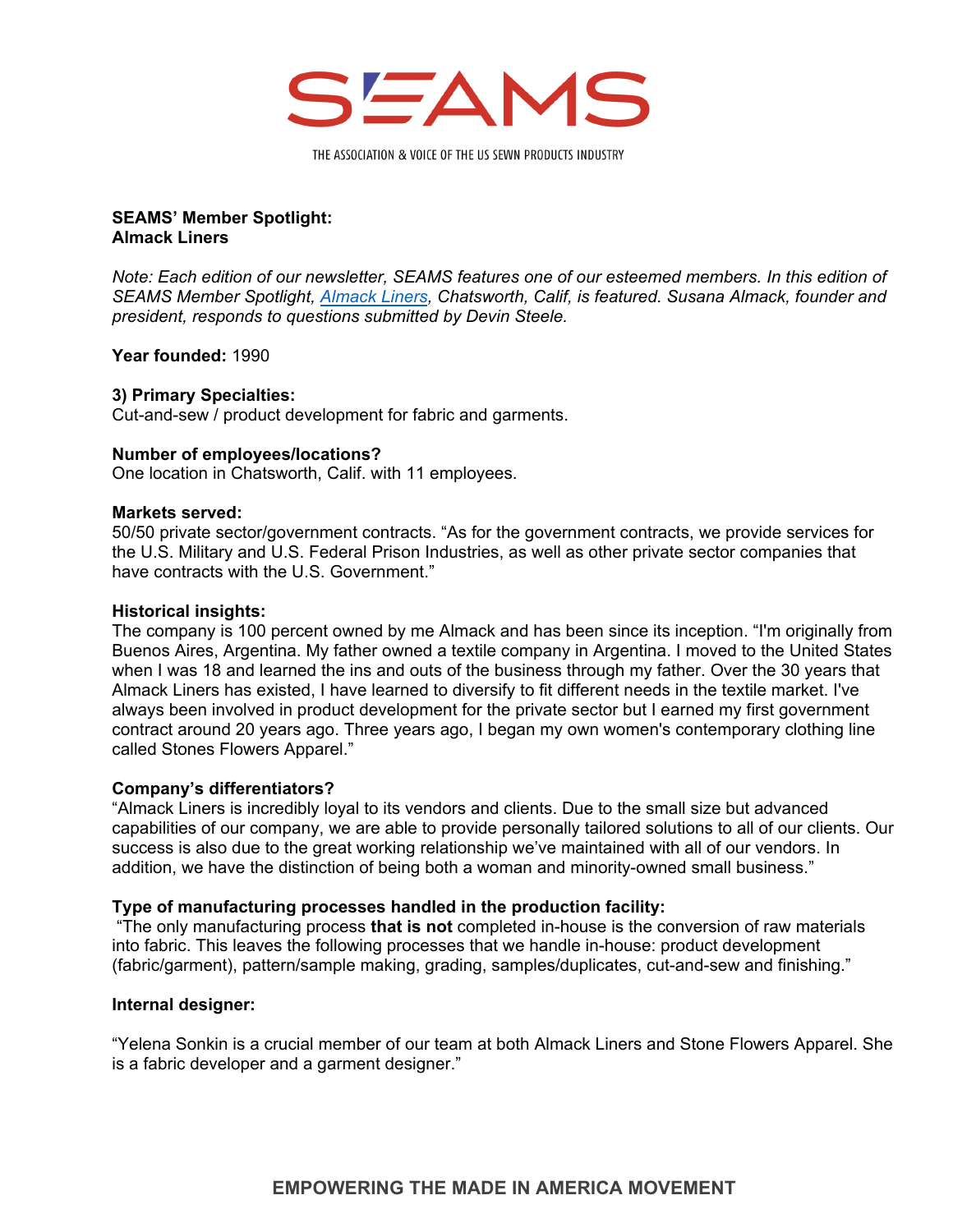# SEAMS

THE ASSOCIATION & VOICE OF THE US SEWN PRODUCTS INDUSTRY

**SEAMS' Member Spotlight:**
**Almack Liners**

*Note: Each edition of our newsletter, SEAMS features one of our esteemed members. In this edition of SEAMS Member Spotlight, [Almack Liners](), Chatsworth, Calif, is featured. Susana Almack, founder and president, responds to questions submitted by Devin Steele.*

**Year founded:** 1990

**3) Primary Specialties:**
Cut-and-sew / product development for fabric and garments.

**Number of employees/locations?**
One location in Chatsworth, Calif. with 11 employees.

**Markets served:**
50/50 private sector/government contracts. "As for the government contracts, we provide services for the U.S. Military and U.S. Federal Prison Industries, as well as other private sector companies that have contracts with the U.S. Government."

**Historical insights:**
The company is 100 percent owned by me Almack and has been since its inception. "I'm originally from Buenos Aires, Argentina. My father owned a textile company in Argentina. I moved to the United States when I was 18 and learned the ins and outs of the business through my father. Over the 30 years that Almack Liners has existed, I have learned to diversify to fit different needs in the textile market. I've always been involved in product development for the private sector but I earned my first government contract around 20 years ago. Three years ago, I began my own women's contemporary clothing line called Stones Flowers Apparel."

**Company's differentiators?**
"Almack Liners is incredibly loyal to its vendors and clients. Due to the small size but advanced capabilities of our company, we are able to provide personally tailored solutions to all of our clients. Our success is also due to the great working relationship we've maintained with all of our vendors. In addition, we have the distinction of being both a woman and minority-owned small business."

**Type of manufacturing processes handled in the production facility:**
"The only manufacturing process **that is not** completed in-house is the conversion of raw materials into fabric. This leaves the following processes that we handle in-house: product development (fabric/garment), pattern/sample making, grading, samples/duplicates, cut-and-sew and finishing."

**Internal designer:**

"Yelena Sonkin is a crucial member of our team at both Almack Liners and Stone Flowers Apparel. She is a fabric developer and a garment designer."

**EMPOWERING THE MADE IN AMERICA MOVEMENT**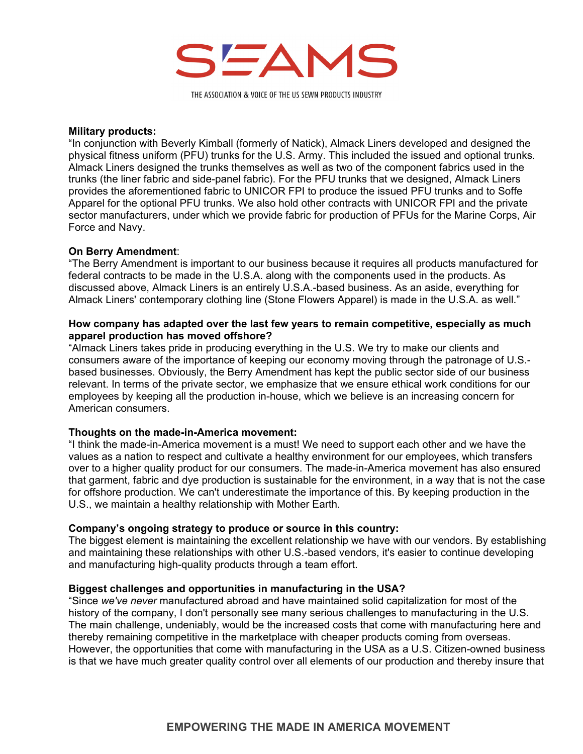**Military products:**
"In conjunction with Beverly Kimball (formerly of Natick), Almack Liners developed and designed the physical fitness uniform (PFU) trunks for the U.S. Army. This included the issued and optional trunks. Almack Liners designed the trunks themselves as well as two of the component fabrics used in the trunks (the liner fabric and side-panel fabric). For the PFU trunks that we designed, Almack Liners provides the aforementioned fabric to UNICOR FPI to produce the issued PFU trunks and to Soffe Apparel for the optional PFU trunks. We also hold other contracts with UNICOR FPI and the private sector manufacturers, under which we provide fabric for production of PFUs for the Marine Corps, Air Force and Navy.

**On Berry Amendment**:
"The Berry Amendment is important to our business because it requires all products manufactured for federal contracts to be made in the U.S.A. along with the components used in the products. As discussed above, Almack Liners is an entirely U.S.A.-based business. As an aside, everything for Almack Liners' contemporary clothing line (Stone Flowers Apparel) is made in the U.S.A. as well."

**How company has adapted over the last few years to remain competitive, especially as much apparel production has moved offshore?**
"Almack Liners takes pride in producing everything in the U.S. We try to make our clients and consumers aware of the importance of keeping our economy moving through the patronage of U.S.-based businesses. Obviously, the Berry Amendment has kept the public sector side of our business relevant. In terms of the private sector, we emphasize that we ensure ethical work conditions for our employees by keeping all the production in-house, which we believe is an increasing concern for American consumers.

**Thoughts on the made-in-America movement:**
"I think the made-in-America movement is a must! We need to support each other and we have the values as a nation to respect and cultivate a healthy environment for our employees, which transfers over to a higher quality product for our consumers. The made-in-America movement has also ensured that garment, fabric and dye production is sustainable for the environment, in a way that is not the case for offshore production. We can't underestimate the importance of this. By keeping production in the U.S., we maintain a healthy relationship with Mother Earth.

**Company's ongoing strategy to produce or source in this country:**
The biggest element is maintaining the excellent relationship we have with our vendors. By establishing and maintaining these relationships with other U.S.-based vendors, it's easier to continue developing and manufacturing high-quality products through a team effort.

**Biggest challenges and opportunities in manufacturing in the USA?**
"Since *we've never* manufactured abroad and have maintained solid capitalization for most of the history of the company, I don't personally see many serious challenges to manufacturing in the U.S. The main challenge, undeniably, would be the increased costs that come with manufacturing here and thereby remaining competitive in the marketplace with cheaper products coming from overseas. However, the opportunities that come with manufacturing in the USA as a U.S. Citizen-owned business is that we have much greater quality control over all elements of our production and thereby insure that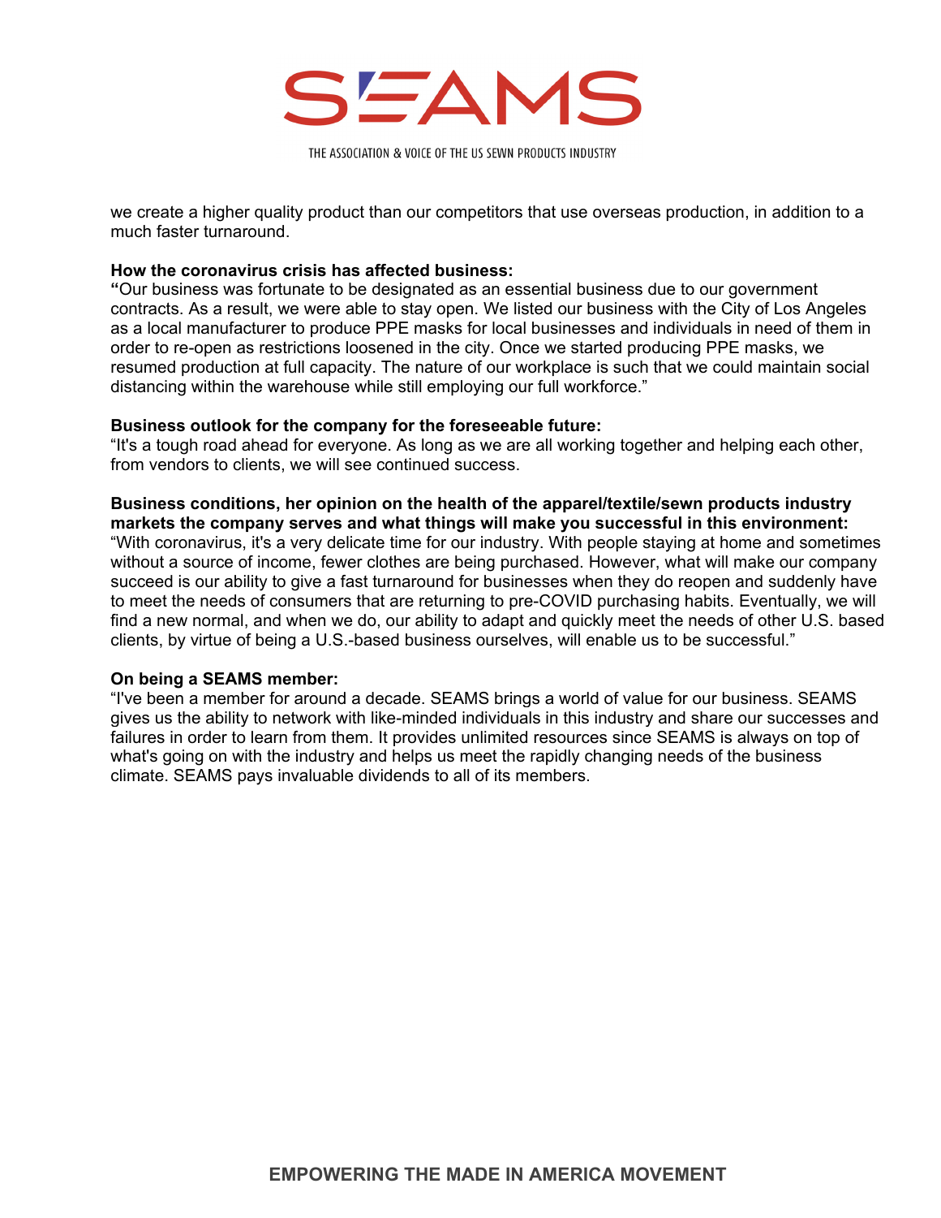we create a higher quality product than our competitors that use overseas production, in addition to a much faster turnaround.

**How the coronavirus crisis has affected business:**
**"**Our business was fortunate to be designated as an essential business due to our government contracts. As a result, we were able to stay open. We listed our business with the City of Los Angeles as a local manufacturer to produce PPE masks for local businesses and individuals in need of them in order to re-open as restrictions loosened in the city. Once we started producing PPE masks, we resumed production at full capacity. The nature of our workplace is such that we could maintain social distancing within the warehouse while still employing our full workforce."

**Business outlook for the company for the foreseeable future:**
"It's a tough road ahead for everyone. As long as we are all working together and helping each other, from vendors to clients, we will see continued success.

**Business conditions, her opinion on the health of the apparel/textile/sewn products industry markets the company serves and what things will make you successful in this environment:**
"With coronavirus, it's a very delicate time for our industry. With people staying at home and sometimes without a source of income, fewer clothes are being purchased. However, what will make our company succeed is our ability to give a fast turnaround for businesses when they do reopen and suddenly have to meet the needs of consumers that are returning to pre-COVID purchasing habits. Eventually, we will find a new normal, and when we do, our ability to adapt and quickly meet the needs of other U.S. based clients, by virtue of being a U.S.-based business ourselves, will enable us to be successful."

**On being a SEAMS member:**
"I've been a member for around a decade. SEAMS brings a world of value for our business. SEAMS gives us the ability to network with like-minded individuals in this industry and share our successes and failures in order to learn from them. It provides unlimited resources since SEAMS is always on top of what's going on with the industry and helps us meet the rapidly changing needs of the business climate. SEAMS pays invaluable dividends to all of its members.